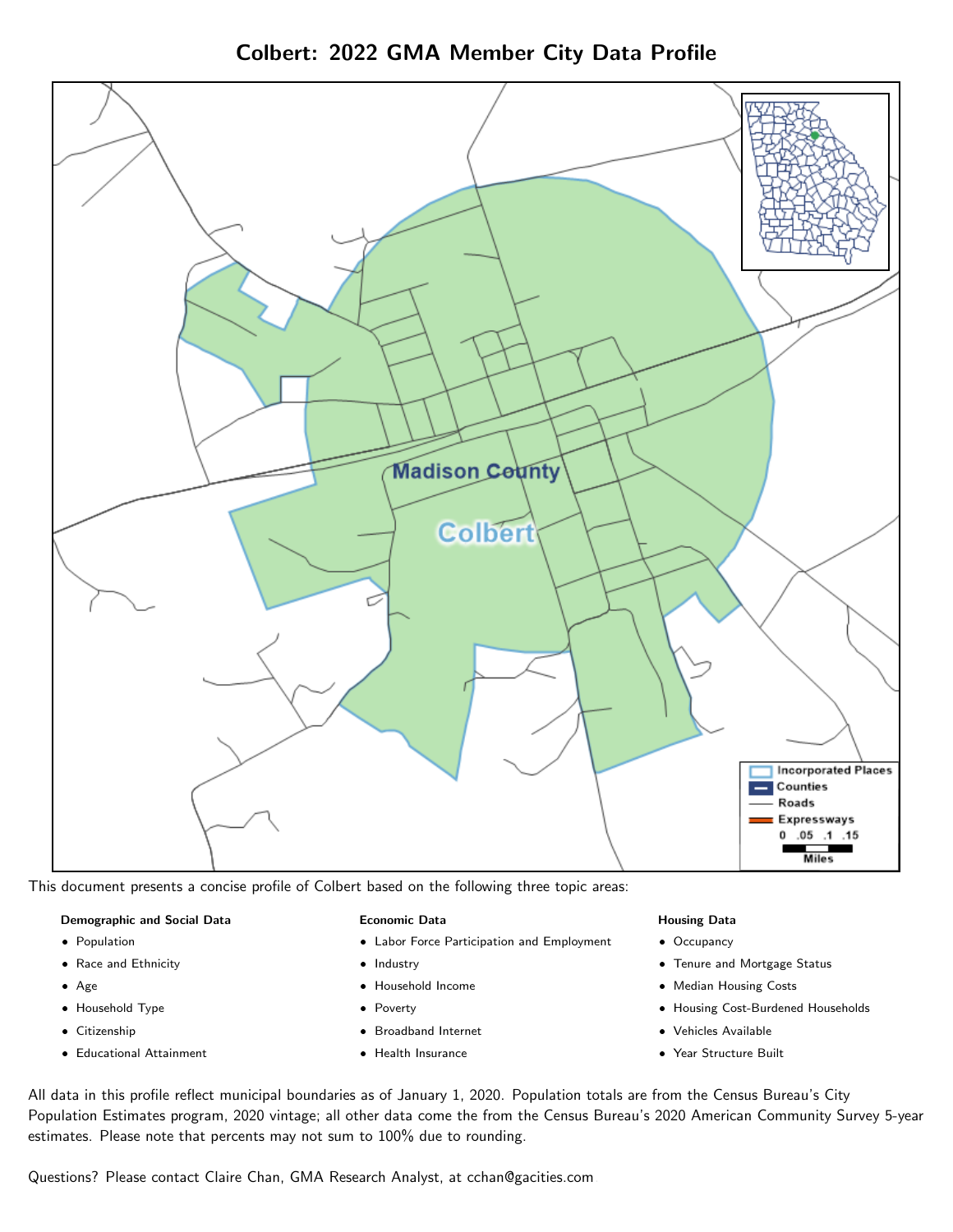# Colbert: 2022 GMA Member City Data Profile

This document presents a concise profile of Colbert based on the following three topic areas:

**Demographic and Social Data**

- Population
- Race and Ethnicity
- Age
- Household Type
- Citizenship
- Educational Attainment

**Economic Data**

- Labor Force Participation and Employment
- Industry
- Household Income
- Poverty
- Broadband Internet
- Health Insurance

**Housing Data**

- Occupancy
- Tenure and Mortgage Status
- Median Housing Costs
- Housing Cost-Burdened Households
- Vehicles Available
- Year Structure Built

All data in this profile reflect municipal boundaries as of January 1, 2020. Population totals are from the Census Bureau's City Population Estimates program, 2020 vintage; all other data come the from the Census Bureau's 2020 American Community Survey 5-year estimates. Please note that percents may not sum to 100% due to rounding.

Questions? Please contact Claire Chan, GMA Research Analyst, at cchan@gacities.com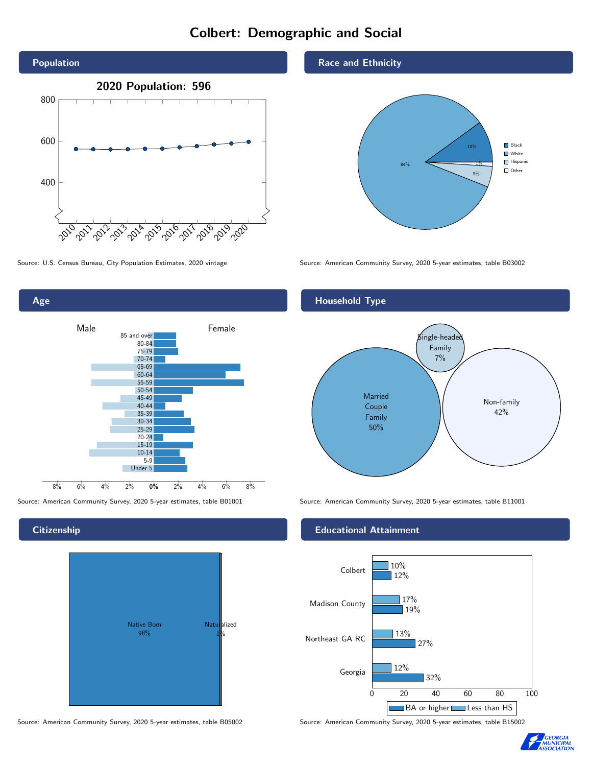# Colbert: Demographic and Social

## Population

2020 Population: 596

Source: U.S. Census Bureau, City Population Estimates, 2020 vintage

## Race and Ethnicity

| Group | Percent |
|---|---|
| Black | 10% |
| White | 84% |
| Hispanic | 5% |
| Other | 1% |

Source: American Community Survey, 2020 5-year estimates, table B03002

## Age

Source: American Community Survey, 2020 5-year estimates, table B01001

## Household Type

| Household Type | Percent |
|---|---|
| Married Couple Family | 50% |
| Single-headed Family | 7% |
| Non-family | 42% |

Source: American Community Survey, 2020 5-year estimates, table B11001

## Citizenship

| Citizenship | Percent |
|---|---|
| Native Born | 98% |
| Naturalized | 1% |

Source: American Community Survey, 2020 5-year estimates, table B05002

## Educational Attainment

| Area | Less than HS | BA or higher |
|---|---|---|
| Colbert | 10% | 12% |
| Madison County | 17% | 19% |
| Northeast GA RC | 13% | 27% |
| Georgia | 12% | 32% |

Source: American Community Survey, 2020 5-year estimates, table B15002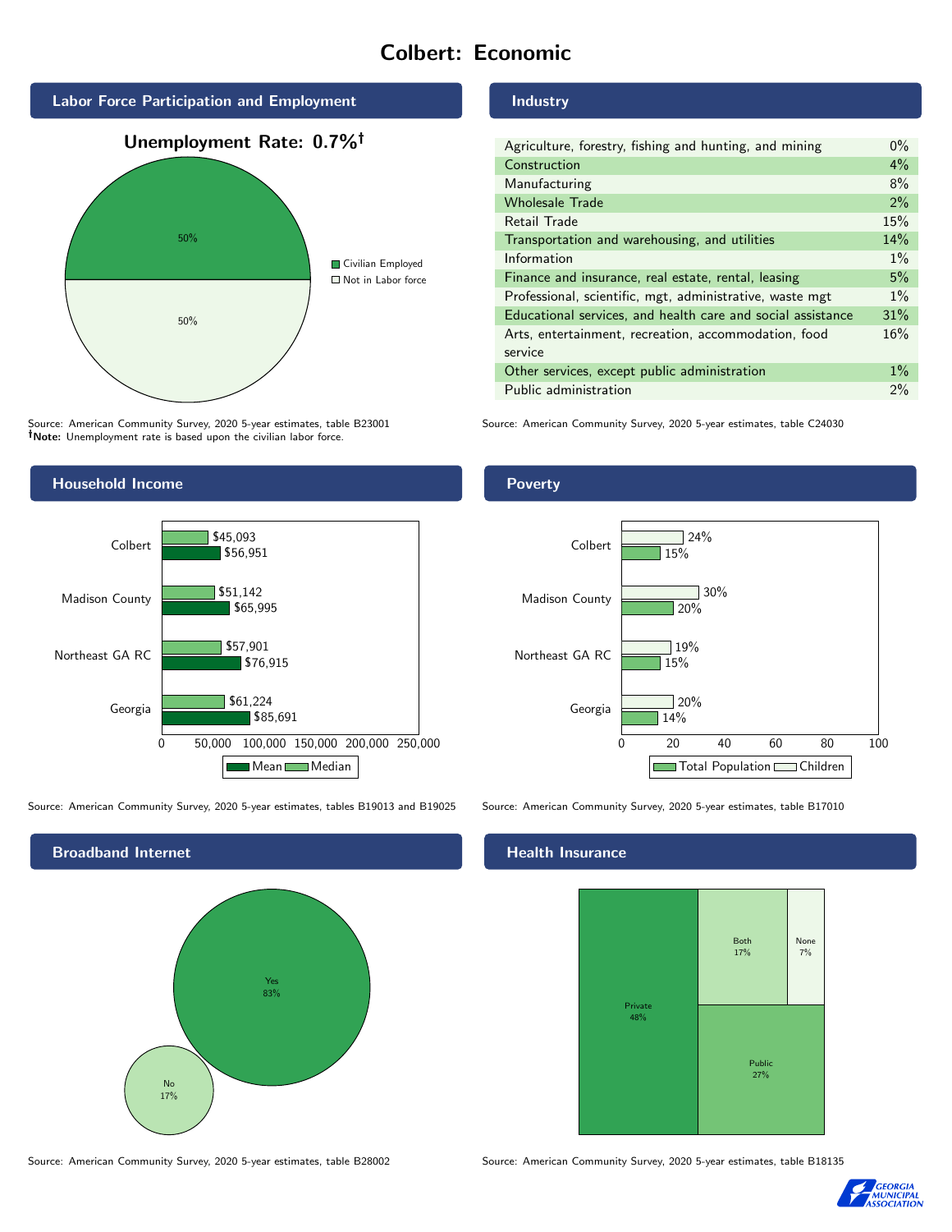# Colbert: Economic

## Labor Force Participation and Employment

**Unemployment Rate: 0.7%†**

| Category | Percent |
|---|---|
| Civilian Employed | 50% |
| Not in Labor force | 50% |

Source: American Community Survey, 2020 5-year estimates, table B23001
**†Note:** Unemployment rate is based upon the civilian labor force.

## Industry

| Industry | Percent |
|---|---|
| Agriculture, forestry, fishing and hunting, and mining | 0% |
| Construction | 4% |
| Manufacturing | 8% |
| Wholesale Trade | 2% |
| Retail Trade | 15% |
| Transportation and warehousing, and utilities | 14% |
| Information | 1% |
| Finance and insurance, real estate, rental, leasing | 5% |
| Professional, scientific, mgt, administrative, waste mgt | 1% |
| Educational services, and health care and social assistance | 31% |
| Arts, entertainment, recreation, accommodation, food service | 16% |
| Other services, except public administration | 1% |
| Public administration | 2% |

Source: American Community Survey, 2020 5-year estimates, table C24030

## Household Income

| Area | Median | Mean |
|---|---|---|
| Colbert | $45,093 | $56,951 |
| Madison County | $51,142 | $65,995 |
| Northeast GA RC | $57,901 | $76,915 |
| Georgia | $61,224 | $85,691 |

Source: American Community Survey, 2020 5-year estimates, tables B19013 and B19025

## Poverty

| Area | Children | Total Population |
|---|---|---|
| Colbert | 24% | 15% |
| Madison County | 30% | 20% |
| Northeast GA RC | 19% | 15% |
| Georgia | 20% | 14% |

Source: American Community Survey, 2020 5-year estimates, table B17010

## Broadband Internet

| Response | Percent |
|---|---|
| Yes | 83% |
| No | 17% |

Source: American Community Survey, 2020 5-year estimates, table B28002

## Health Insurance

| Type | Percent |
|---|---|
| Private | 48% |
| Public | 27% |
| Both | 17% |
| None | 7% |

Source: American Community Survey, 2020 5-year estimates, table B18135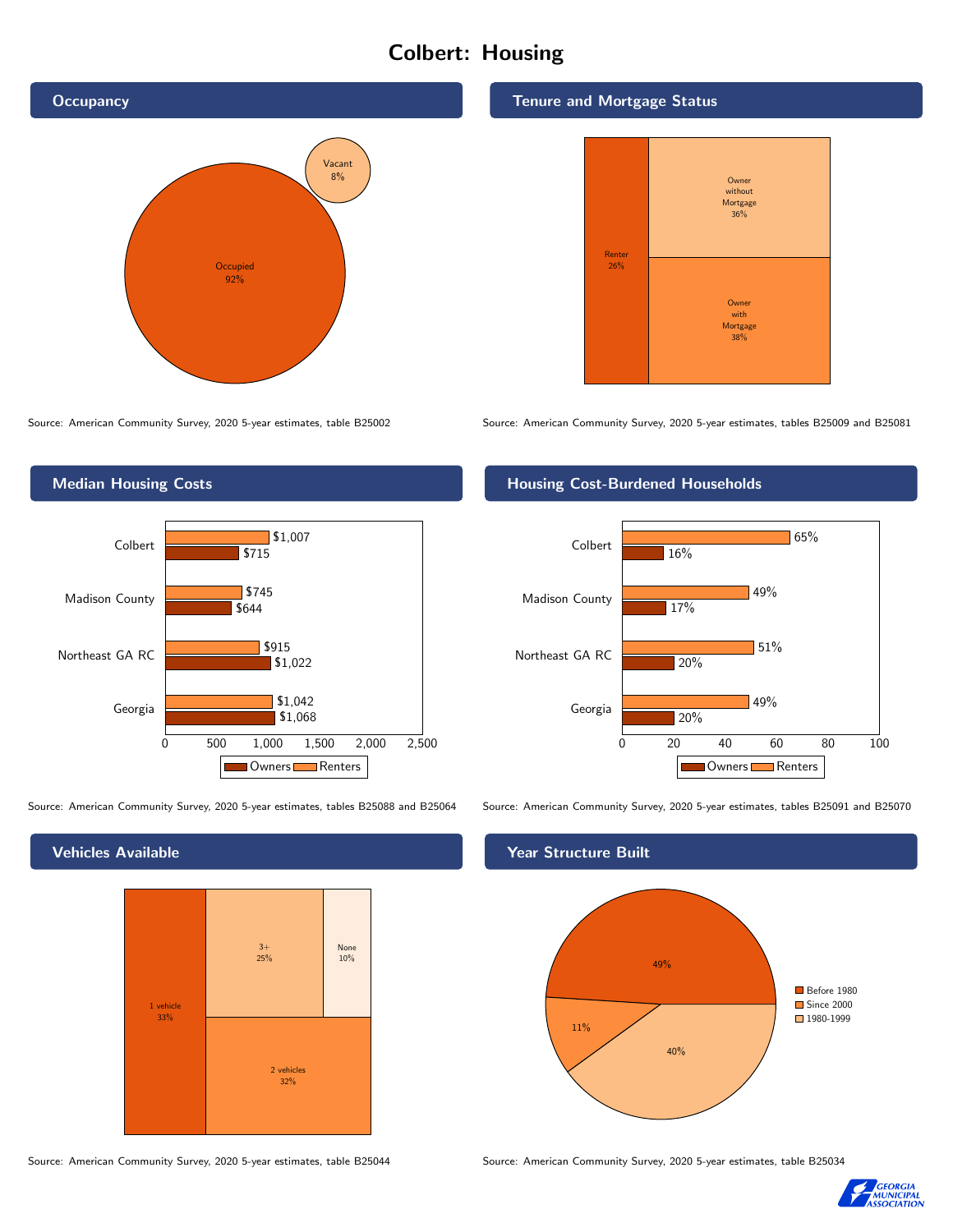# Colbert: Housing

## Occupancy

Vacant
8%

Occupied
92%

Source: American Community Survey, 2020 5-year estimates, table B25002

## Tenure and Mortgage Status

Renter
26%

Owner
without
Mortgage
36%

Owner
with
Mortgage
38%

Source: American Community Survey, 2020 5-year estimates, tables B25009 and B25081

## Median Housing Costs

Colbert
$1,007
$715

Madison County
$745
$644

Northeast GA RC
$915
$1,022

Georgia
$1,042
$1,068

0 500 1,000 1,500 2,000 2,500

Owners Renters

Source: American Community Survey, 2020 5-year estimates, tables B25088 and B25064

## Housing Cost-Burdened Households

Colbert
65%
16%

Madison County
49%
17%

Northeast GA RC
51%
20%

Georgia
49%
20%

0 20 40 60 80 100

Owners Renters

Source: American Community Survey, 2020 5-year estimates, tables B25091 and B25070

## Vehicles Available

1 vehicle
33%

3+
25%

None
10%

2 vehicles
32%

Source: American Community Survey, 2020 5-year estimates, table B25044

## Year Structure Built

49%

11%

40%

Before 1980
Since 2000
1980-1999

Source: American Community Survey, 2020 5-year estimates, table B25034

GEORGIA MUNICIPAL ASSOCIATION